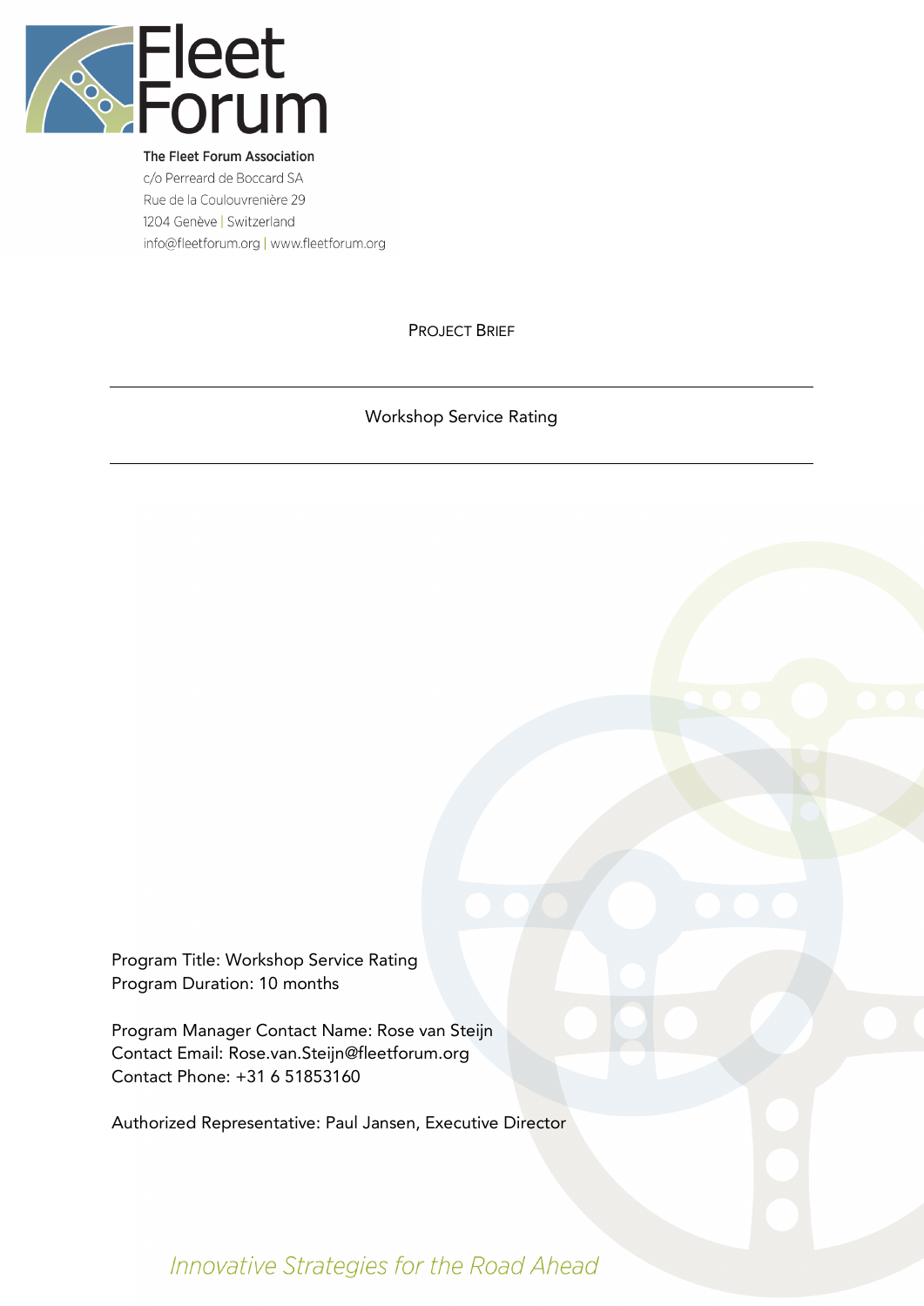Fleet Forum

**The Fleet Forum Association**
c/o Perreard de Boccard SA
Rue de la Coulouvrenière 29
1204 Genève | Switzerland
info@fleetforum.org | www.fleetforum.org

# PROJECT BRIEF

---

## Workshop Service Rating

---

Program Title: Workshop Service Rating
Program Duration: 10 months

Program Manager Contact Name: Rose van Steijn
Contact Email: Rose.van.Steijn@fleetforum.org
Contact Phone: +31 6 51853160

Authorized Representative: Paul Jansen, Executive Director

*Innovative Strategies for the Road Ahead*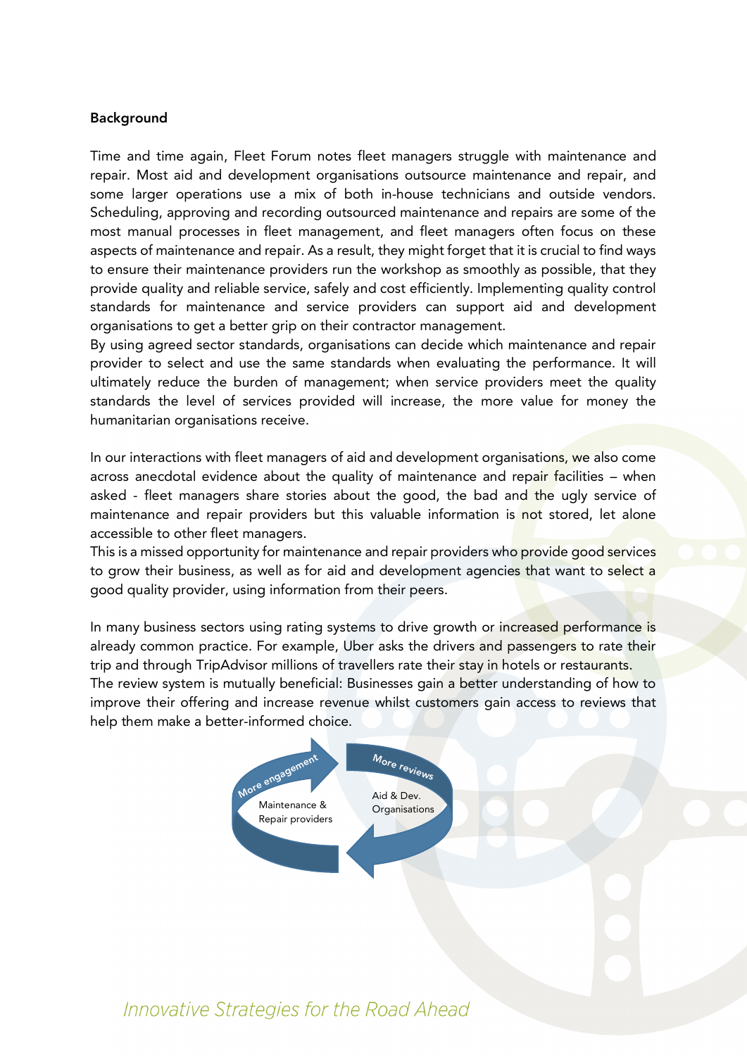**Background**

Time and time again, Fleet Forum notes fleet managers struggle with maintenance and repair. Most aid and development organisations outsource maintenance and repair, and some larger operations use a mix of both in-house technicians and outside vendors. Scheduling, approving and recording outsourced maintenance and repairs are some of the most manual processes in fleet management, and fleet managers often focus on these aspects of maintenance and repair. As a result, they might forget that it is crucial to find ways to ensure their maintenance providers run the workshop as smoothly as possible, that they provide quality and reliable service, safely and cost efficiently. Implementing quality control standards for maintenance and service providers can support aid and development organisations to get a better grip on their contractor management.
By using agreed sector standards, organisations can decide which maintenance and repair provider to select and use the same standards when evaluating the performance. It will ultimately reduce the burden of management; when service providers meet the quality standards the level of services provided will increase, the more value for money the humanitarian organisations receive.

In our interactions with fleet managers of aid and development organisations, we also come across anecdotal evidence about the quality of maintenance and repair facilities – when asked - fleet managers share stories about the good, the bad and the ugly service of maintenance and repair providers but this valuable information is not stored, let alone accessible to other fleet managers.
This is a missed opportunity for maintenance and repair providers who provide good services to grow their business, as well as for aid and development agencies that want to select a good quality provider, using information from their peers.

In many business sectors using rating systems to drive growth or increased performance is already common practice. For example, Uber asks the drivers and passengers to rate their trip and through TripAdvisor millions of travellers rate their stay in hotels or restaurants.
The review system is mutually beneficial: Businesses gain a better understanding of how to improve their offering and increase revenue whilst customers gain access to reviews that help them make a better-informed choice.

More engagement
Maintenance & Repair providers
More reviews
Aid & Dev. Organisations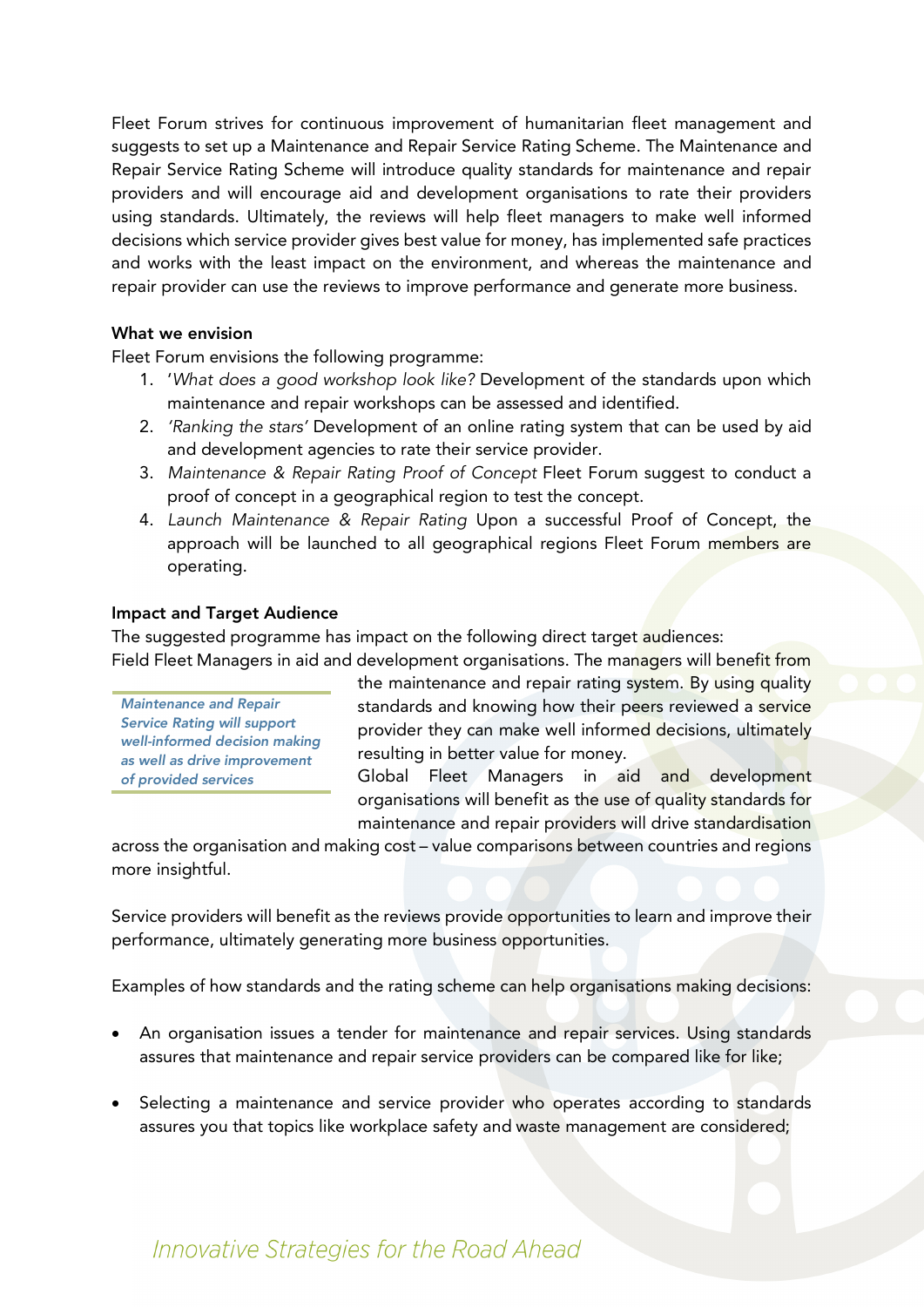Fleet Forum strives for continuous improvement of humanitarian fleet management and suggests to set up a Maintenance and Repair Service Rating Scheme. The Maintenance and Repair Service Rating Scheme will introduce quality standards for maintenance and repair providers and will encourage aid and development organisations to rate their providers using standards. Ultimately, the reviews will help fleet managers to make well informed decisions which service provider gives best value for money, has implemented safe practices and works with the least impact on the environment, and whereas the maintenance and repair provider can use the reviews to improve performance and generate more business.

**What we envision**

Fleet Forum envisions the following programme:

1. '*What does a good workshop look like?* Development of the standards upon which maintenance and repair workshops can be assessed and identified.
2. *'Ranking the stars'* Development of an online rating system that can be used by aid and development agencies to rate their service provider.
3. *Maintenance & Repair Rating Proof of Concept* Fleet Forum suggest to conduct a proof of concept in a geographical region to test the concept.
4. *Launch Maintenance & Repair Rating* Upon a successful Proof of Concept, the approach will be launched to all geographical regions Fleet Forum members are operating.

**Impact and Target Audience**

The suggested programme has impact on the following direct target audiences:

Field Fleet Managers in aid and development organisations. The managers will benefit from the maintenance and repair rating system. By using quality standards and knowing how their peers reviewed a service provider they can make well informed decisions, ultimately resulting in better value for money.

*Maintenance and Repair Service Rating will support well-informed decision making as well as drive improvement of provided services*

Global Fleet Managers in aid and development organisations will benefit as the use of quality standards for maintenance and repair providers will drive standardisation across the organisation and making cost – value comparisons between countries and regions more insightful.

Service providers will benefit as the reviews provide opportunities to learn and improve their performance, ultimately generating more business opportunities.

Examples of how standards and the rating scheme can help organisations making decisions:

- An organisation issues a tender for maintenance and repair services. Using standards assures that maintenance and repair service providers can be compared like for like;
- Selecting a maintenance and service provider who operates according to standards assures you that topics like workplace safety and waste management are considered;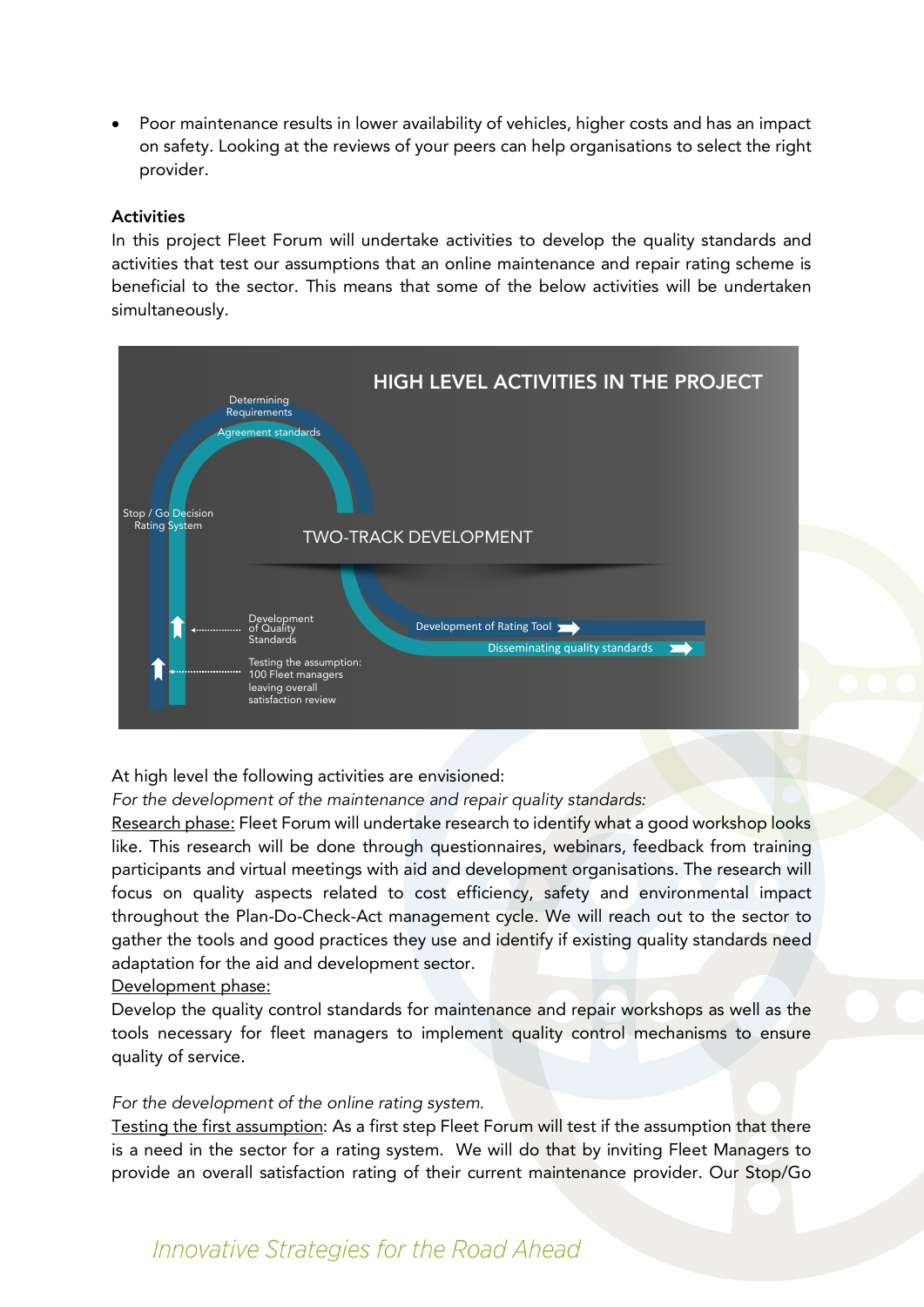- Poor maintenance results in lower availability of vehicles, higher costs and has an impact on safety. Looking at the reviews of your peers can help organisations to select the right provider.

**Activities**

In this project Fleet Forum will undertake activities to develop the quality standards and activities that test our assumptions that an online maintenance and repair rating scheme is beneficial to the sector. This means that some of the below activities will be undertaken simultaneously.

HIGH LEVEL ACTIVITIES IN THE PROJECT

Determining Requirements

Agreement standards

Stop / Go Decision Rating System

TWO-TRACK DEVELOPMENT

Development of Quality Standards

Testing the assumption: 100 Fleet managers leaving overall satisfaction review

Development of Rating Tool

Disseminating quality standards

At high level the following activities are envisioned:

*For the development of the maintenance and repair quality standards:*

Research phase: Fleet Forum will undertake research to identify what a good workshop looks like. This research will be done through questionnaires, webinars, feedback from training participants and virtual meetings with aid and development organisations. The research will focus on quality aspects related to cost efficiency, safety and environmental impact throughout the Plan-Do-Check-Act management cycle. We will reach out to the sector to gather the tools and good practices they use and identify if existing quality standards need adaptation for the aid and development sector.

Development phase:

Develop the quality control standards for maintenance and repair workshops as well as the tools necessary for fleet managers to implement quality control mechanisms to ensure quality of service.

*For the development of the online rating system.*

Testing the first assumption: As a first step Fleet Forum will test if the assumption that there is a need in the sector for a rating system. We will do that by inviting Fleet Managers to provide an overall satisfaction rating of their current maintenance provider. Our Stop/Go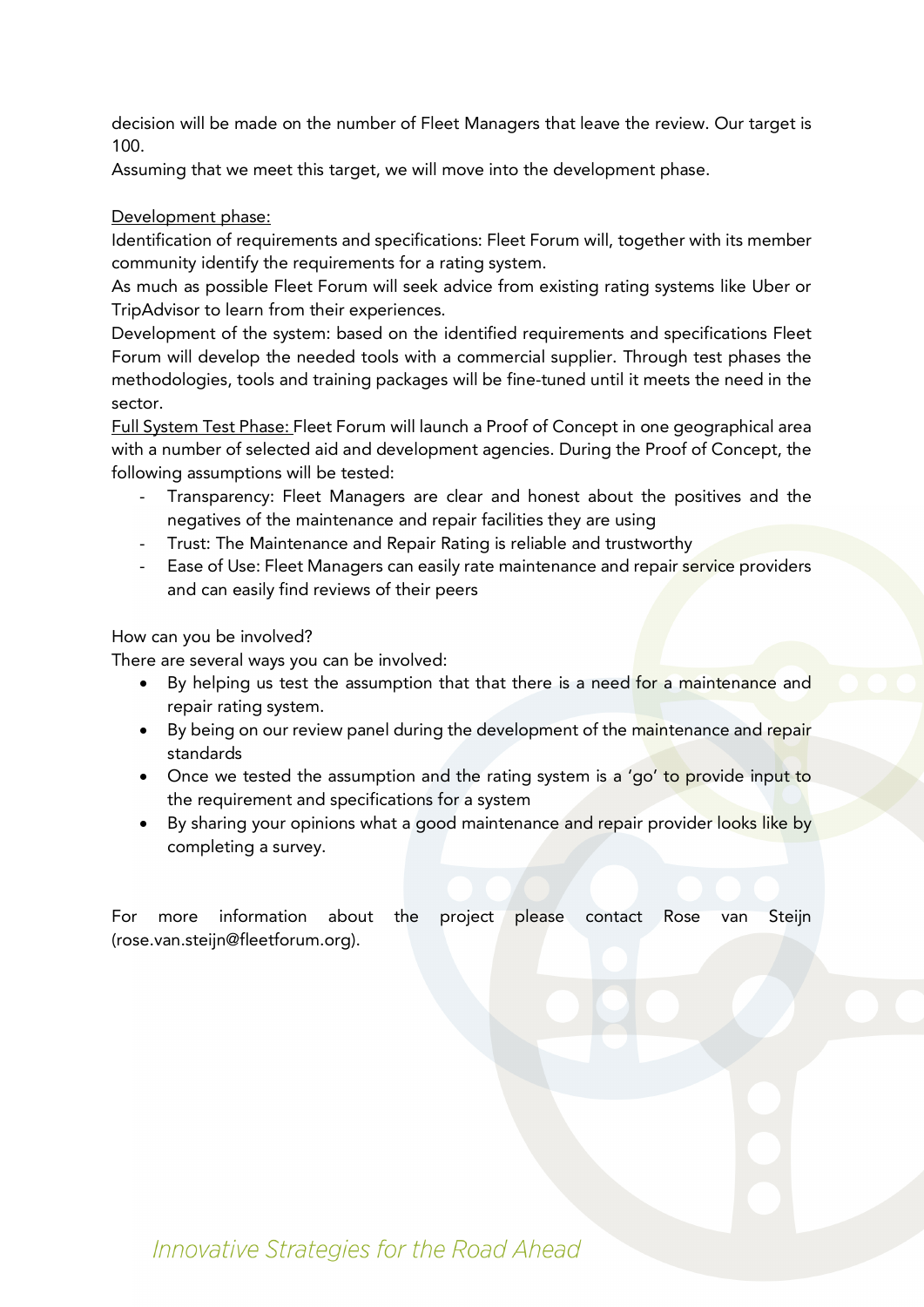decision will be made on the number of Fleet Managers that leave the review. Our target is 100.
Assuming that we meet this target, we will move into the development phase.

<u>Development phase:</u>
Identification of requirements and specifications: Fleet Forum will, together with its member community identify the requirements for a rating system.
As much as possible Fleet Forum will seek advice from existing rating systems like Uber or TripAdvisor to learn from their experiences.
Development of the system: based on the identified requirements and specifications Fleet Forum will develop the needed tools with a commercial supplier. Through test phases the methodologies, tools and training packages will be fine-tuned until it meets the need in the sector.
<u>Full System Test Phase:</u> Fleet Forum will launch a Proof of Concept in one geographical area with a number of selected aid and development agencies. During the Proof of Concept, the following assumptions will be tested:

- Transparency: Fleet Managers are clear and honest about the positives and the negatives of the maintenance and repair facilities they are using
- Trust: The Maintenance and Repair Rating is reliable and trustworthy
- Ease of Use: Fleet Managers can easily rate maintenance and repair service providers and can easily find reviews of their peers

How can you be involved?
There are several ways you can be involved:

- By helping us test the assumption that that there is a need for a maintenance and repair rating system.
- By being on our review panel during the development of the maintenance and repair standards
- Once we tested the assumption and the rating system is a 'go' to provide input to the requirement and specifications for a system
- By sharing your opinions what a good maintenance and repair provider looks like by completing a survey.

For more information about the project please contact Rose van Steijn (rose.van.steijn@fleetforum.org).